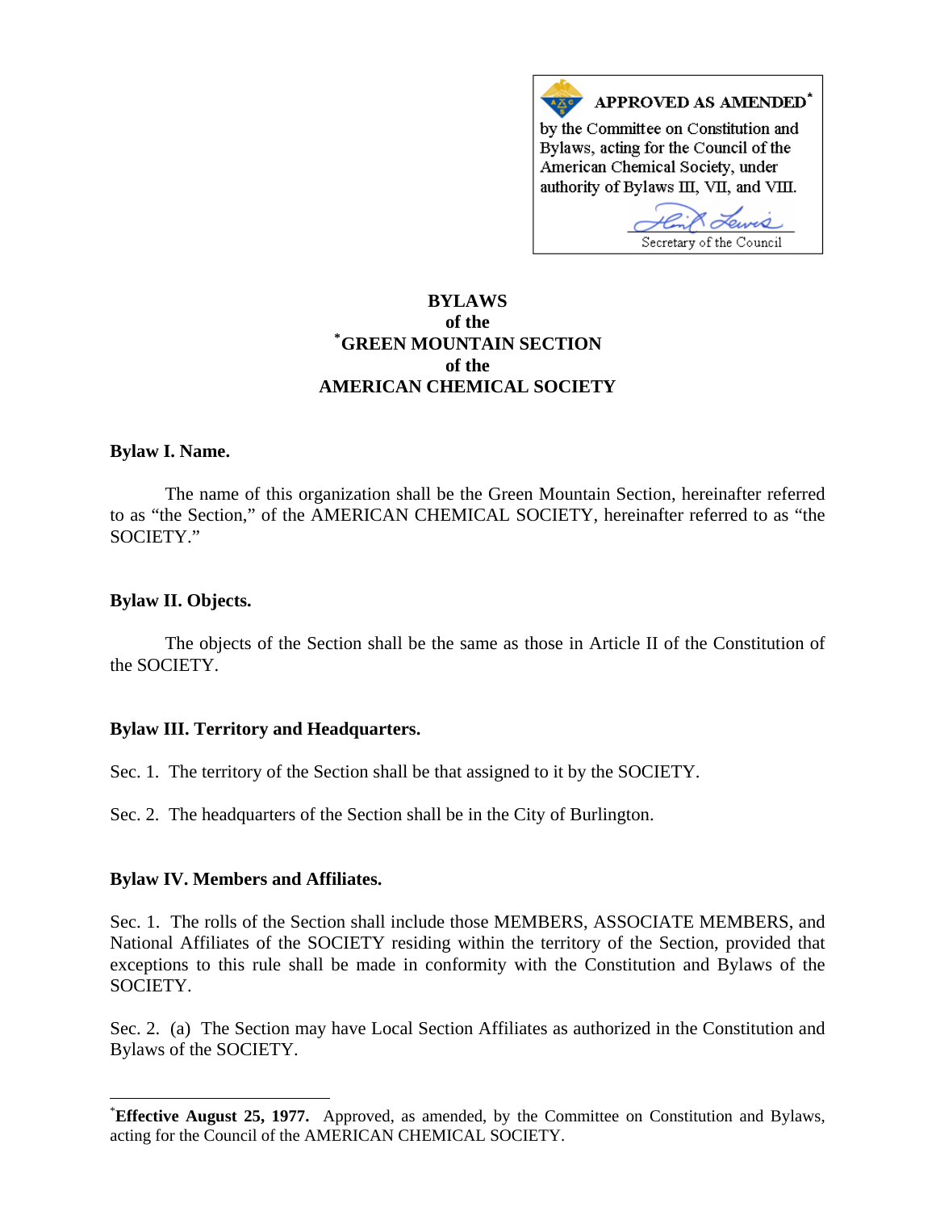**APPROVED AS AMENDED**[*]

by the Committee on Constitution and Bylaws, acting for the Council of the American Chemical Society, under authority of Bylaws III, VII, and VIII.

Secretary of the Council

# BYLAWS
# of the
# [*]GREEN MOUNTAIN SECTION
# of the
# AMERICAN CHEMICAL SOCIETY

**Bylaw I. Name.**

The name of this organization shall be the Green Mountain Section, hereinafter referred to as "the Section," of the AMERICAN CHEMICAL SOCIETY, hereinafter referred to as "the SOCIETY."

**Bylaw II. Objects.**

The objects of the Section shall be the same as those in Article II of the Constitution of the SOCIETY.

**Bylaw III. Territory and Headquarters.**

Sec. 1. The territory of the Section shall be that assigned to it by the SOCIETY.

Sec. 2. The headquarters of the Section shall be in the City of Burlington.

**Bylaw IV. Members and Affiliates.**

Sec. 1. The rolls of the Section shall include those MEMBERS, ASSOCIATE MEMBERS, and National Affiliates of the SOCIETY residing within the territory of the Section, provided that exceptions to this rule shall be made in conformity with the Constitution and Bylaws of the SOCIETY.

Sec. 2. (a) The Section may have Local Section Affiliates as authorized in the Constitution and Bylaws of the SOCIETY.

---

[*]**Effective August 25, 1977.** Approved, as amended, by the Committee on Constitution and Bylaws, acting for the Council of the AMERICAN CHEMICAL SOCIETY.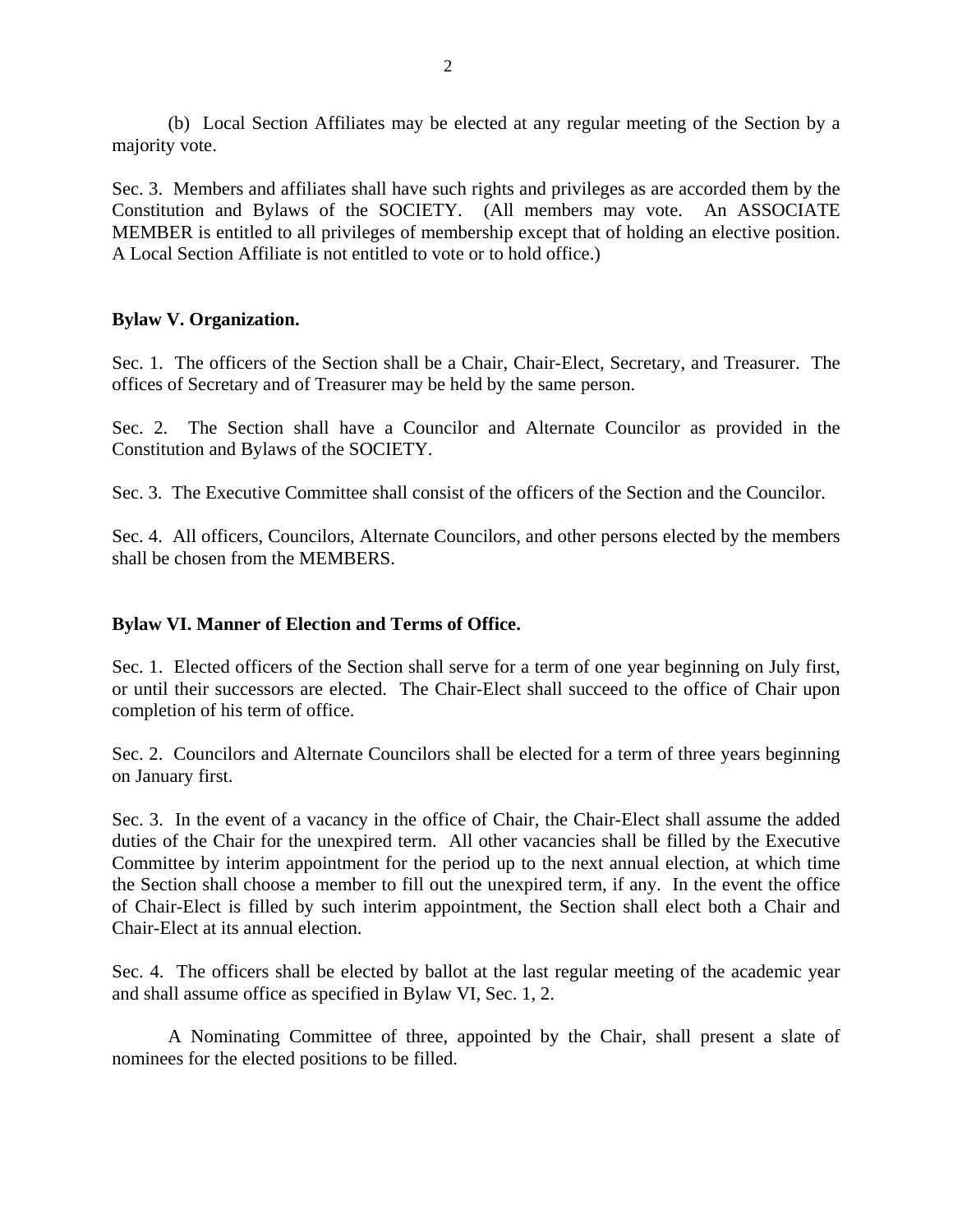(b) Local Section Affiliates may be elected at any regular meeting of the Section by a majority vote.

Sec. 3. Members and affiliates shall have such rights and privileges as are accorded them by the Constitution and Bylaws of the SOCIETY. (All members may vote. An ASSOCIATE MEMBER is entitled to all privileges of membership except that of holding an elective position. A Local Section Affiliate is not entitled to vote or to hold office.)

**Bylaw V. Organization.**

Sec. 1. The officers of the Section shall be a Chair, Chair-Elect, Secretary, and Treasurer. The offices of Secretary and of Treasurer may be held by the same person.

Sec. 2. The Section shall have a Councilor and Alternate Councilor as provided in the Constitution and Bylaws of the SOCIETY.

Sec. 3. The Executive Committee shall consist of the officers of the Section and the Councilor.

Sec. 4. All officers, Councilors, Alternate Councilors, and other persons elected by the members shall be chosen from the MEMBERS.

**Bylaw VI. Manner of Election and Terms of Office.**

Sec. 1. Elected officers of the Section shall serve for a term of one year beginning on July first, or until their successors are elected. The Chair-Elect shall succeed to the office of Chair upon completion of his term of office.

Sec. 2. Councilors and Alternate Councilors shall be elected for a term of three years beginning on January first.

Sec. 3. In the event of a vacancy in the office of Chair, the Chair-Elect shall assume the added duties of the Chair for the unexpired term. All other vacancies shall be filled by the Executive Committee by interim appointment for the period up to the next annual election, at which time the Section shall choose a member to fill out the unexpired term, if any. In the event the office of Chair-Elect is filled by such interim appointment, the Section shall elect both a Chair and Chair-Elect at its annual election.

Sec. 4. The officers shall be elected by ballot at the last regular meeting of the academic year and shall assume office as specified in Bylaw VI, Sec. 1, 2.

A Nominating Committee of three, appointed by the Chair, shall present a slate of nominees for the elected positions to be filled.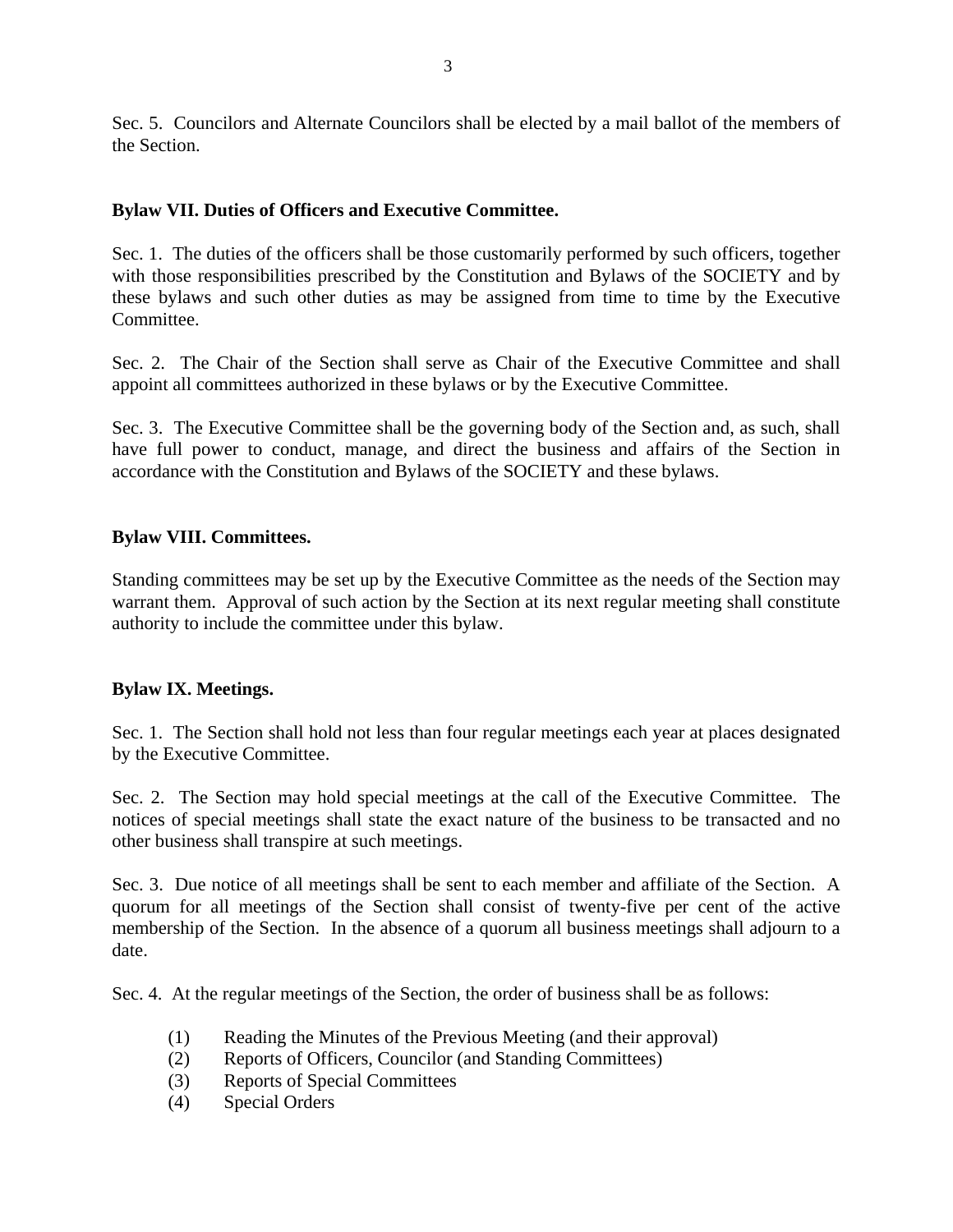Sec. 5. Councilors and Alternate Councilors shall be elected by a mail ballot of the members of the Section.

**Bylaw VII. Duties of Officers and Executive Committee.**

Sec. 1. The duties of the officers shall be those customarily performed by such officers, together with those responsibilities prescribed by the Constitution and Bylaws of the SOCIETY and by these bylaws and such other duties as may be assigned from time to time by the Executive Committee.

Sec. 2. The Chair of the Section shall serve as Chair of the Executive Committee and shall appoint all committees authorized in these bylaws or by the Executive Committee.

Sec. 3. The Executive Committee shall be the governing body of the Section and, as such, shall have full power to conduct, manage, and direct the business and affairs of the Section in accordance with the Constitution and Bylaws of the SOCIETY and these bylaws.

**Bylaw VIII. Committees.**

Standing committees may be set up by the Executive Committee as the needs of the Section may warrant them. Approval of such action by the Section at its next regular meeting shall constitute authority to include the committee under this bylaw.

**Bylaw IX. Meetings.**

Sec. 1. The Section shall hold not less than four regular meetings each year at places designated by the Executive Committee.

Sec. 2. The Section may hold special meetings at the call of the Executive Committee. The notices of special meetings shall state the exact nature of the business to be transacted and no other business shall transpire at such meetings.

Sec. 3. Due notice of all meetings shall be sent to each member and affiliate of the Section. A quorum for all meetings of the Section shall consist of twenty-five per cent of the active membership of the Section. In the absence of a quorum all business meetings shall adjourn to a date.

Sec. 4. At the regular meetings of the Section, the order of business shall be as follows:

(1) Reading the Minutes of the Previous Meeting (and their approval)
(2) Reports of Officers, Councilor (and Standing Committees)
(3) Reports of Special Committees
(4) Special Orders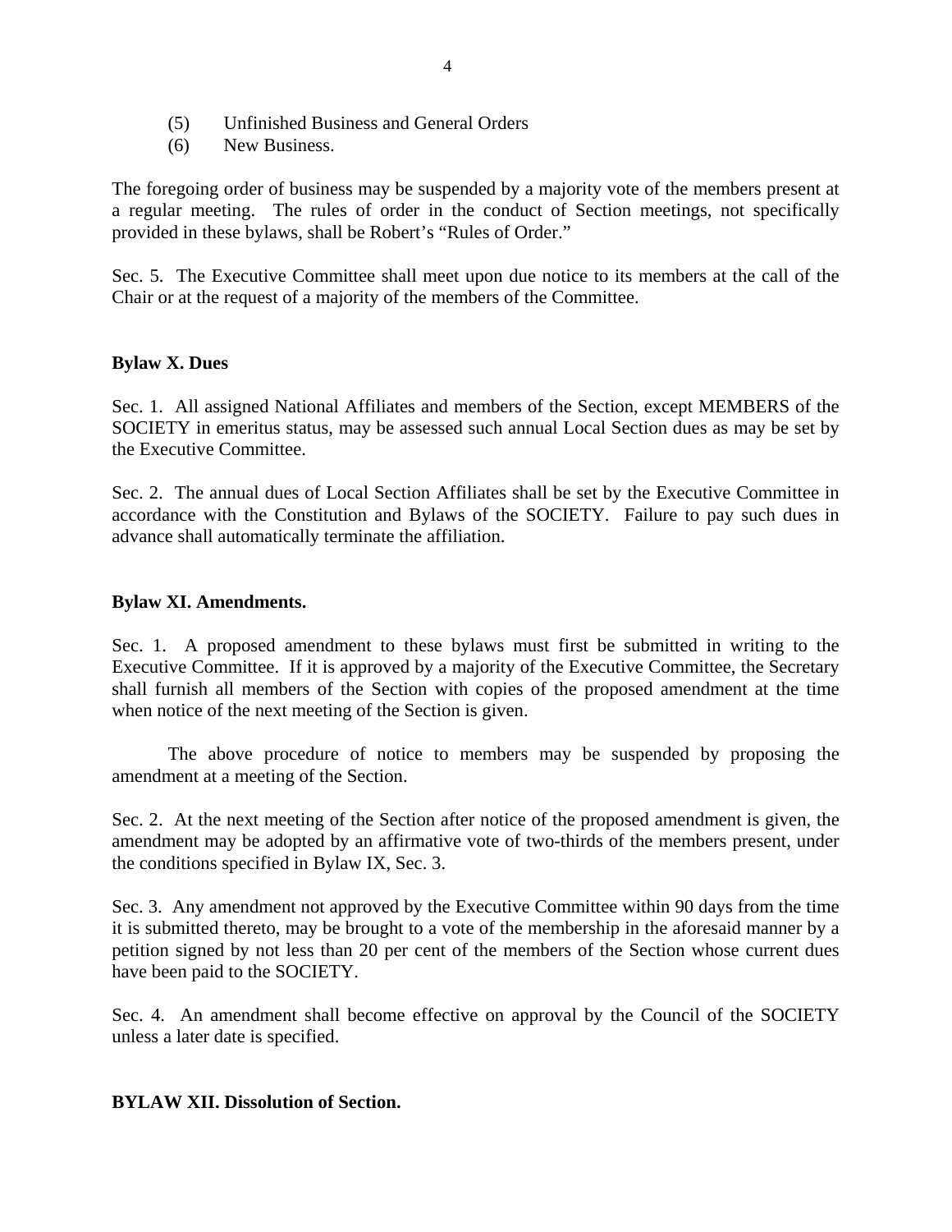(5) Unfinished Business and General Orders
(6) New Business.

The foregoing order of business may be suspended by a majority vote of the members present at a regular meeting. The rules of order in the conduct of Section meetings, not specifically provided in these bylaws, shall be Robert's "Rules of Order."

Sec. 5. The Executive Committee shall meet upon due notice to its members at the call of the Chair or at the request of a majority of the members of the Committee.

**Bylaw X. Dues**

Sec. 1. All assigned National Affiliates and members of the Section, except MEMBERS of the SOCIETY in emeritus status, may be assessed such annual Local Section dues as may be set by the Executive Committee.

Sec. 2. The annual dues of Local Section Affiliates shall be set by the Executive Committee in accordance with the Constitution and Bylaws of the SOCIETY. Failure to pay such dues in advance shall automatically terminate the affiliation.

**Bylaw XI. Amendments.**

Sec. 1. A proposed amendment to these bylaws must first be submitted in writing to the Executive Committee. If it is approved by a majority of the Executive Committee, the Secretary shall furnish all members of the Section with copies of the proposed amendment at the time when notice of the next meeting of the Section is given.

The above procedure of notice to members may be suspended by proposing the amendment at a meeting of the Section.

Sec. 2. At the next meeting of the Section after notice of the proposed amendment is given, the amendment may be adopted by an affirmative vote of two-thirds of the members present, under the conditions specified in Bylaw IX, Sec. 3.

Sec. 3. Any amendment not approved by the Executive Committee within 90 days from the time it is submitted thereto, may be brought to a vote of the membership in the aforesaid manner by a petition signed by not less than 20 per cent of the members of the Section whose current dues have been paid to the SOCIETY.

Sec. 4. An amendment shall become effective on approval by the Council of the SOCIETY unless a later date is specified.

**BYLAW XII. Dissolution of Section.**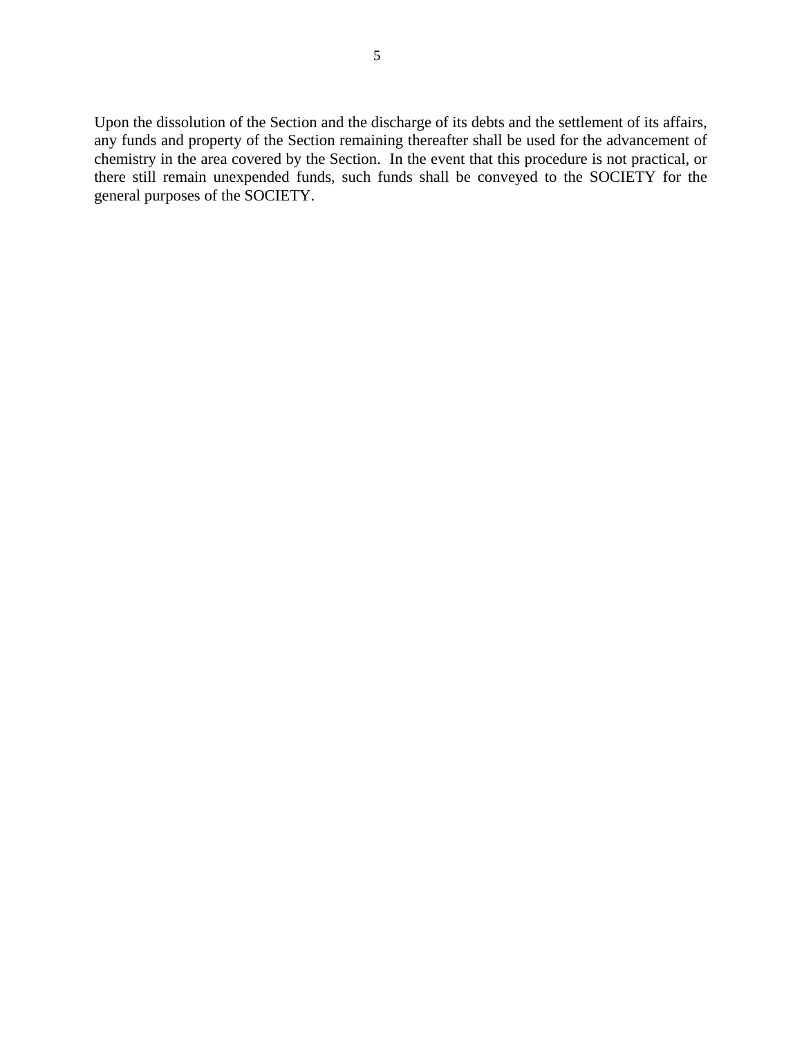Upon the dissolution of the Section and the discharge of its debts and the settlement of its affairs, any funds and property of the Section remaining thereafter shall be used for the advancement of chemistry in the area covered by the Section. In the event that this procedure is not practical, or there still remain unexpended funds, such funds shall be conveyed to the SOCIETY for the general purposes of the SOCIETY.